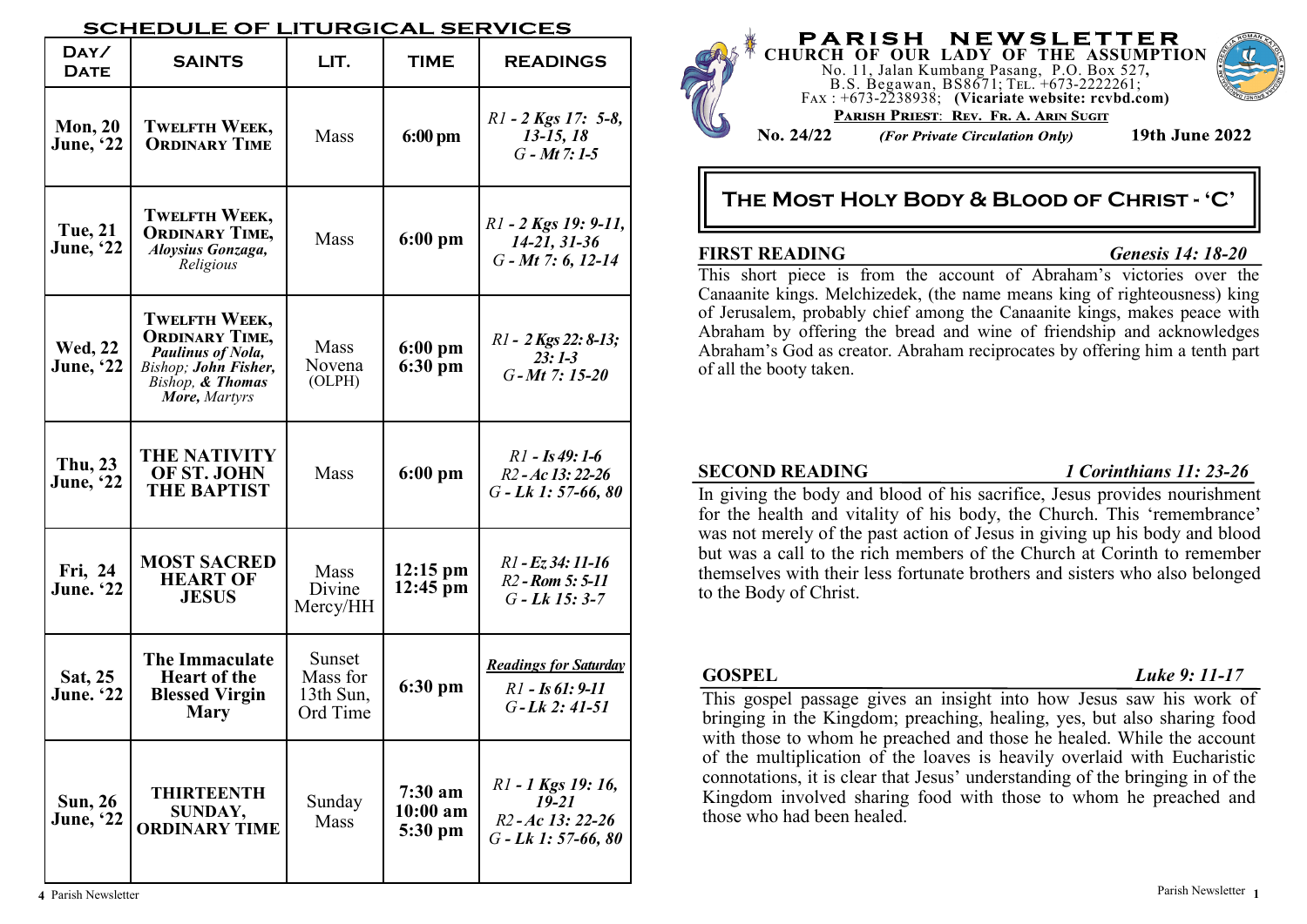## SCHEDULE OF LITURGICAL SERVICES

| DAY/ DATE | SAINTS | LIT. | TIME | READINGS |
|---|---|---|---|---|
| **Mon, 20 June, '22** | **TWELFTH WEEK, ORDINARY TIME** | Mass | **6:00 pm** | *R1 - 2 Kgs 17: 5-8, 13-15, 18* *G - Mt 7: 1-5* |
| **Tue, 21 June, '22** | **TWELFTH WEEK, ORDINARY TIME,** *Aloysius Gonzaga, Religious* | Mass | **6:00 pm** | *R1 - 2 Kgs 19: 9-11, 14-21, 31-36* *G - Mt 7: 6, 12-14* |
| **Wed, 22 June, '22** | **TWELFTH WEEK, ORDINARY TIME,** ***Paulinus of Nola,*** *Bishop;* ***John Fisher,*** *Bishop,* ***& Thomas More,*** *Martyrs* | Mass Novena (OLPH) | **6:00 pm** **6:30 pm** | *R1 - 2 Kgs 22: 8-13; 23: 1-3* *G - Mt 7: 15-20* |
| **Thu, 23 June, '22** | **THE NATIVITY OF ST. JOHN THE BAPTIST** | Mass | **6:00 pm** | *R1 - Is 49: 1-6* *R2 - Ac 13: 22-26* *G - Lk 1: 57-66, 80* |
| **Fri, 24 June. '22** | **MOST SACRED HEART OF JESUS** | Mass Divine Mercy/HH | **12:15 pm** **12:45 pm** | *R1 - Ez 34: 11-16* *R2 - Rom 5: 5-11* *G - Lk 15: 3-7* |
| **Sat, 25 June. '22** | **The Immaculate Heart of the Blessed Virgin Mary** | Sunset Mass for 13th Sun, Ord Time | **6:30 pm** | ***Readings for Saturday*** *R1 - Is 61: 9-11* *G - Lk 2: 41-51* |
| **Sun, 26 June, '22** | **THIRTEENTH SUNDAY, ORDINARY TIME** | Sunday Mass | **7:30 am** **10:00 am** **5:30 pm** | *R1 - 1 Kgs 19: 16, 19-21* *R2 - Ac 13: 22-26* *G - Lk 1: 57-66, 80* |

# PARISH NEWSLETTER

**CHURCH OF OUR LADY OF THE ASSUMPTION**

No. 11, Jalan Kumbang Pasang, P.O. Box 527, B.S. Begawan, BS8671; TEL. +673-2222261; FAX : +673-2238938; **(Vicariate website: rcvbd.com)**

**PARISH PRIEST: REV. FR. A. ARIN SUGIT**

**No. 24/22** *(For Private Circulation Only)* **19th June 2022**

## THE MOST HOLY BODY & BLOOD OF CHRIST - 'C'

**FIRST READING** *Genesis 14: 18-20*

This short piece is from the account of Abraham's victories over the Canaanite kings. Melchizedek, (the name means king of righteousness) king of Jerusalem, probably chief among the Canaanite kings, makes peace with Abraham by offering the bread and wine of friendship and acknowledges Abraham's God as creator. Abraham reciprocates by offering him a tenth part of all the booty taken.

**SECOND READING** *1 Corinthians 11: 23-26*

In giving the body and blood of his sacrifice, Jesus provides nourishment for the health and vitality of his body, the Church. This 'remembrance' was not merely of the past action of Jesus in giving up his body and blood but was a call to the rich members of the Church at Corinth to remember themselves with their less fortunate brothers and sisters who also belonged to the Body of Christ.

**GOSPEL** *Luke 9: 11-17*

This gospel passage gives an insight into how Jesus saw his work of bringing in the Kingdom; preaching, healing, yes, but also sharing food with those to whom he preached and those he healed. While the account of the multiplication of the loaves is heavily overlaid with Eucharistic connotations, it is clear that Jesus' understanding of the bringing in of the Kingdom involved sharing food with those to whom he preached and those who had been healed.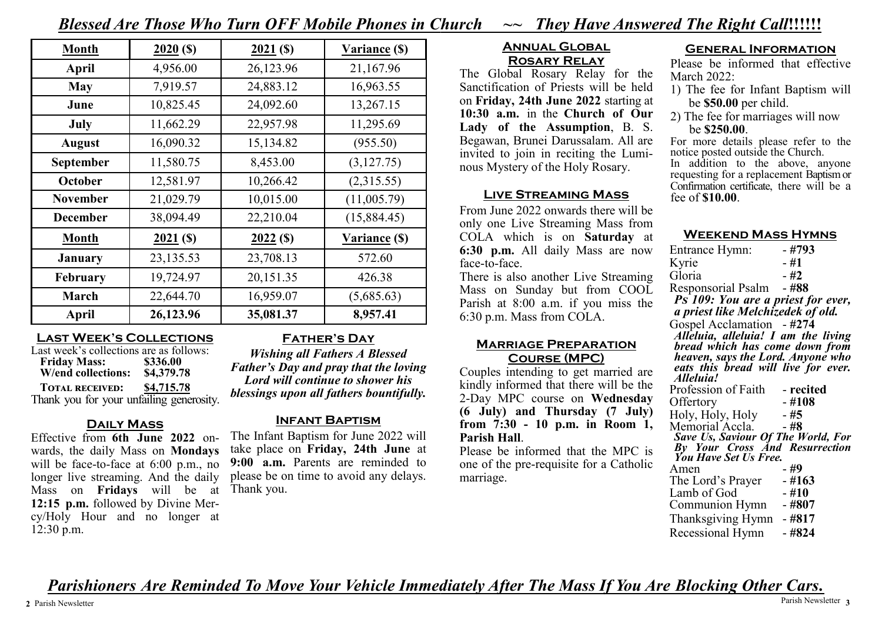## *Blessed Are Those Who Turn OFF Mobile Phones in Church ~~ They Have Answered The Right Call!!!!!!*

| Month | 2020 ($) | 2021 ($) | Variance ($) |
|---|---|---|---|
| April | 4,956.00 | 26,123.96 | 21,167.96 |
| May | 7,919.57 | 24,883.12 | 16,963.55 |
| June | 10,825.45 | 24,092.60 | 13,267.15 |
| July | 11,662.29 | 22,957.98 | 11,295.69 |
| August | 16,090.32 | 15,134.82 | (955.50) |
| September | 11,580.75 | 8,453.00 | (3,127.75) |
| October | 12,581.97 | 10,266.42 | (2,315.55) |
| November | 21,029.79 | 10,015.00 | (11,005.79) |
| December | 38,094.49 | 22,210.04 | (15,884.45) |
| **Month** | **2021 ($)** | **2022 ($)** | **Variance ($)** |
| January | 23,135.53 | 23,708.13 | 572.60 |
| February | 19,724.97 | 20,151.35 | 426.38 |
| March | 22,644.70 | 16,959.07 | (5,685.63) |
| **April** | **26,123.96** | **35,081.37** | **8,957.41** |

### Last Week's Collections

Last week's collections are as follows:

**Friday Mass:** **$336.00**
**W/end collections:** **$4,379.78**
**Total received:** **$4,715.78**

Thank you for your unfailing generosity.

### Father's Day

***Wishing all Fathers A Blessed Father's Day and pray that the loving Lord will continue to shower his blessings upon all fathers bountifully.***

### Daily Mass

Effective from **6th June 2022** onwards, the daily Mass on **Mondays** will be face-to-face at 6:00 p.m., no longer live streaming. And the daily Mass on **Fridays** will be at **12:15 p.m.** followed by Divine Mercy/Holy Hour and no longer at 12:30 p.m.

### Infant Baptism

The Infant Baptism for June 2022 will take place on **Friday, 24th June** at **9:00 a.m.** Parents are reminded to please be on time to avoid any delays. Thank you.

### Annual Global Rosary Relay

The Global Rosary Relay for the Sanctification of Priests will be held on **Friday, 24th June 2022** starting at **10:30 a.m.** in the **Church of Our Lady of the Assumption**, B. S. Begawan, Brunei Darussalam. All are invited to join in reciting the Luminous Mystery of the Holy Rosary.

### Live Streaming Mass

From June 2022 onwards there will be only one Live Streaming Mass from COLA which is on **Saturday** at **6:30 p.m.** All daily Mass are now face-to-face.

There is also another Live Streaming Mass on Sunday but from COOL Parish at 8:00 a.m. if you miss the 6:30 p.m. Mass from COLA.

### Marriage Preparation Course (MPC)

Couples intending to get married are kindly informed that there will be the 2-Day MPC course on **Wednesday (6 July) and Thursday (7 July) from 7:30 - 10 p.m. in Room 1, Parish Hall**.

Please be informed that the MPC is one of the pre-requisite for a Catholic marriage.

### General Information

Please be informed that effective March 2022:

1) The fee for Infant Baptism will be **$50.00** per child.
2) The fee for marriages will now be **$250.00**.

For more details please refer to the notice posted outside the Church.

In addition to the above, anyone requesting for a replacement Baptism or Confirmation certificate, there will be a fee of **$10.00**.

### Weekend Mass Hymns

Entrance Hymn: - **#793**
Kyrie - **#1**
Gloria - **#2**
Responsorial Psalm - **#88**
***Ps 109: You are a priest for ever, a priest like Melchizedek of old.***
Gospel Acclamation - **#274**
***Alleluia, alleluia! I am the living bread which has come down from heaven, says the Lord. Anyone who eats this bread will live for ever. Alleluia!***
Profession of Faith - **recited**
Offertory - **#108**
Holy, Holy, Holy - **#5**
Memorial Accla. - **#8**
***Save Us, Saviour Of The World, For By Your Cross And Resurrection You Have Set Us Free.***
Amen - **#9**
The Lord's Prayer - **#163**
Lamb of God - **#10**
Communion Hymn - **#807**
Thanksgiving Hymn - **#817**
Recessional Hymn - **#824**

## *Parishioners Are Reminded To Move Your Vehicle Immediately After The Mass If You Are Blocking Other Cars.*